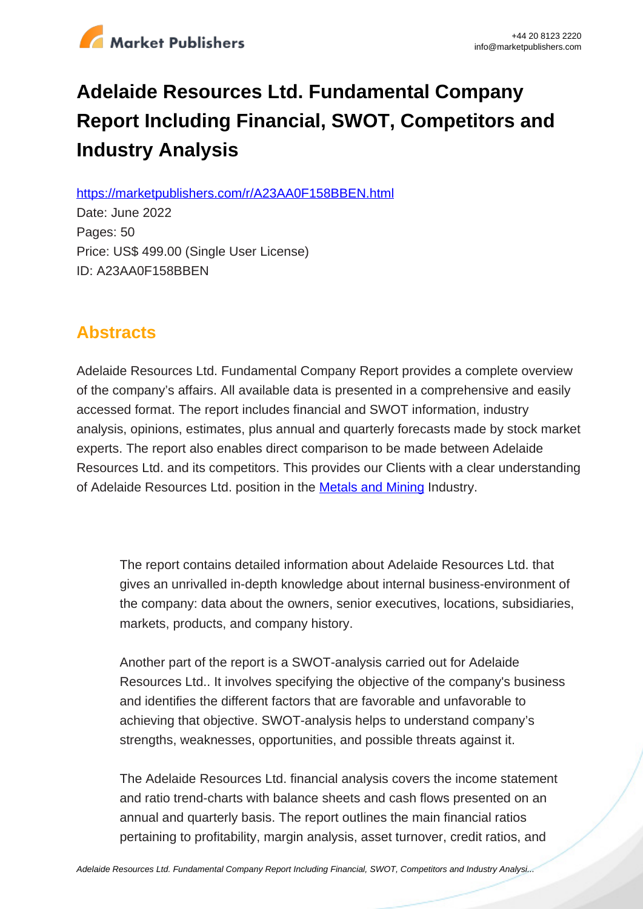# Adelaide Resources Ltd. Fundamental Company Report Including Financial, SWOT, Competitors and Industry Analysis

https://marketpublishers.com/r/A23AA0F158BBEN.html

Date: June 2022

Pages: 50

Price: US$ 499.00 (Single User License)

ID: A23AA0F158BBEN

## Abstracts

Adelaide Resources Ltd. Fundamental Company Report provides a complete overview of the company's affairs. All available data is presented in a comprehensive and easily accessed format. The report includes financial and SWOT information, industry analysis, opinions, estimates, plus annual and quarterly forecasts made by stock market experts. The report also enables direct comparison to be made between Adelaide Resources Ltd. and its competitors. This provides our Clients with a clear understanding of Adelaide Resources Ltd. position in the Metals and Mining Industry.

> The report contains detailed information about Adelaide Resources Ltd. that gives an unrivalled in-depth knowledge about internal business-environment of the company: data about the owners, senior executives, locations, subsidiaries, markets, products, and company history.
>
> Another part of the report is a SWOT-analysis carried out for Adelaide Resources Ltd.. It involves specifying the objective of the company's business and identifies the different factors that are favorable and unfavorable to achieving that objective. SWOT-analysis helps to understand company's strengths, weaknesses, opportunities, and possible threats against it.
>
> The Adelaide Resources Ltd. financial analysis covers the income statement and ratio trend-charts with balance sheets and cash flows presented on an annual and quarterly basis. The report outlines the main financial ratios pertaining to profitability, margin analysis, asset turnover, credit ratios, and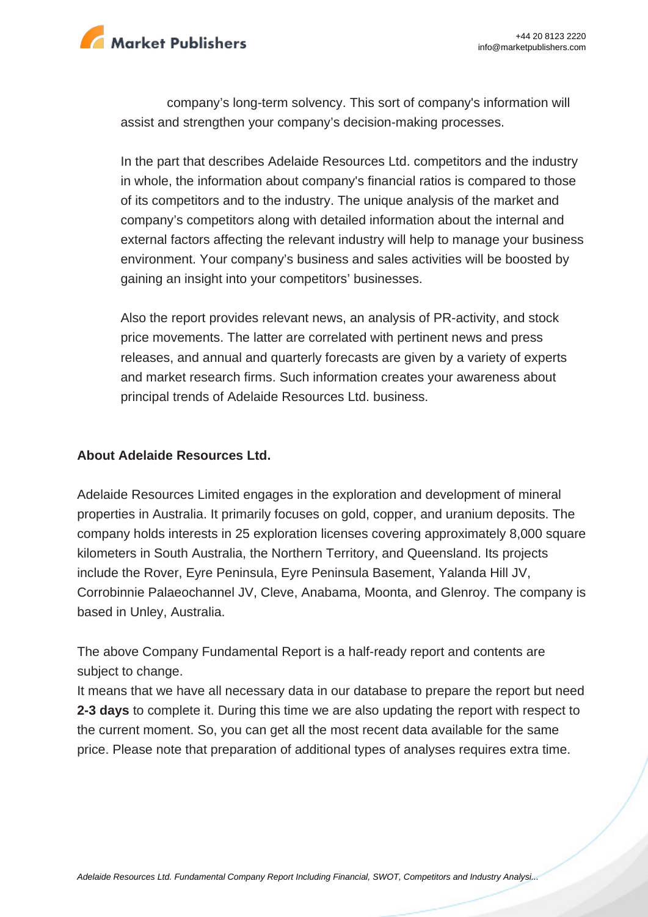company's long-term solvency. This sort of company's information will assist and strengthen your company's decision-making processes.

In the part that describes Adelaide Resources Ltd. competitors and the industry in whole, the information about company's financial ratios is compared to those of its competitors and to the industry. The unique analysis of the market and company's competitors along with detailed information about the internal and external factors affecting the relevant industry will help to manage your business environment. Your company's business and sales activities will be boosted by gaining an insight into your competitors' businesses.

Also the report provides relevant news, an analysis of PR-activity, and stock price movements. The latter are correlated with pertinent news and press releases, and annual and quarterly forecasts are given by a variety of experts and market research firms. Such information creates your awareness about principal trends of Adelaide Resources Ltd. business.

**About Adelaide Resources Ltd.**

Adelaide Resources Limited engages in the exploration and development of mineral properties in Australia. It primarily focuses on gold, copper, and uranium deposits. The company holds interests in 25 exploration licenses covering approximately 8,000 square kilometers in South Australia, the Northern Territory, and Queensland. Its projects include the Rover, Eyre Peninsula, Eyre Peninsula Basement, Yalanda Hill JV, Corrobinnie Palaeochannel JV, Cleve, Anabama, Moonta, and Glenroy. The company is based in Unley, Australia.

The above Company Fundamental Report is a half-ready report and contents are subject to change.
It means that we have all necessary data in our database to prepare the report but need **2-3 days** to complete it. During this time we are also updating the report with respect to the current moment. So, you can get all the most recent data available for the same price. Please note that preparation of additional types of analyses requires extra time.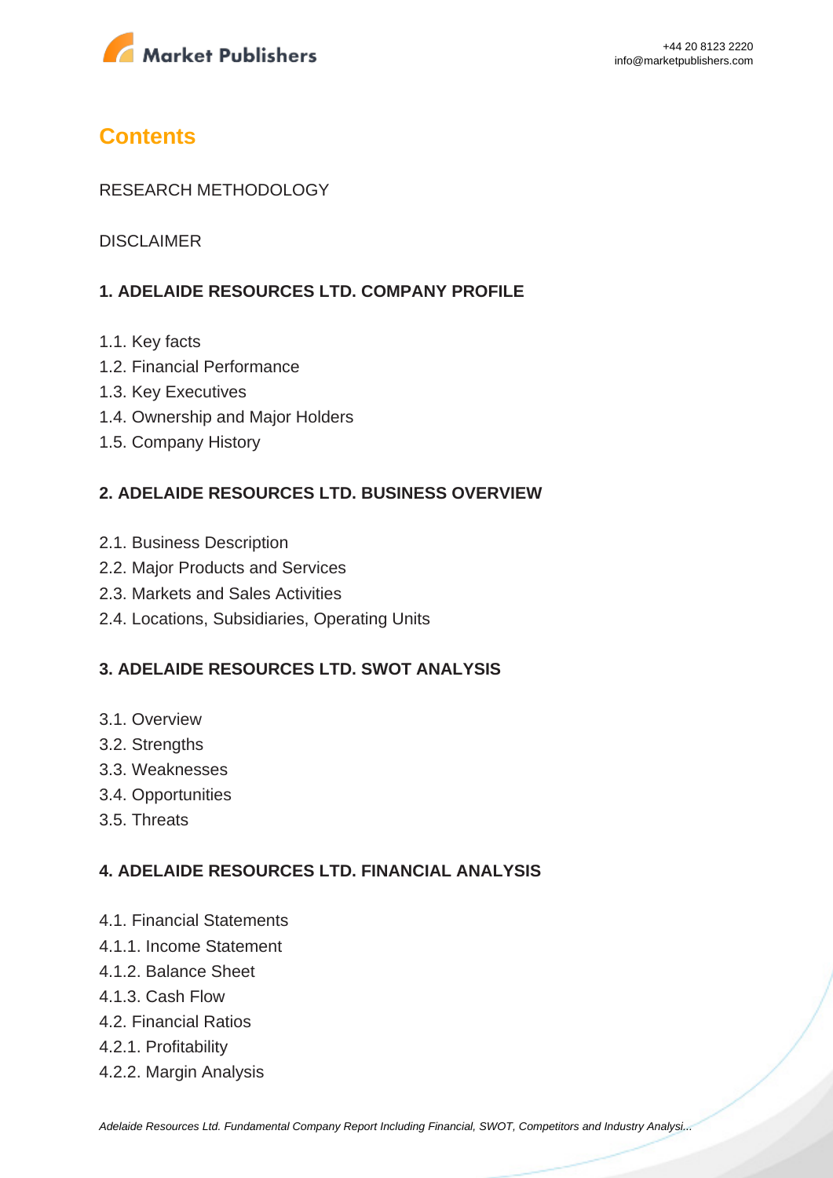# Contents

RESEARCH METHODOLOGY

DISCLAIMER

## 1. ADELAIDE RESOURCES LTD. COMPANY PROFILE

1.1. Key facts
1.2. Financial Performance
1.3. Key Executives
1.4. Ownership and Major Holders
1.5. Company History

## 2. ADELAIDE RESOURCES LTD. BUSINESS OVERVIEW

2.1. Business Description
2.2. Major Products and Services
2.3. Markets and Sales Activities
2.4. Locations, Subsidiaries, Operating Units

## 3. ADELAIDE RESOURCES LTD. SWOT ANALYSIS

3.1. Overview
3.2. Strengths
3.3. Weaknesses
3.4. Opportunities
3.5. Threats

## 4. ADELAIDE RESOURCES LTD. FINANCIAL ANALYSIS

4.1. Financial Statements
4.1.1. Income Statement
4.1.2. Balance Sheet
4.1.3. Cash Flow
4.2. Financial Ratios
4.2.1. Profitability
4.2.2. Margin Analysis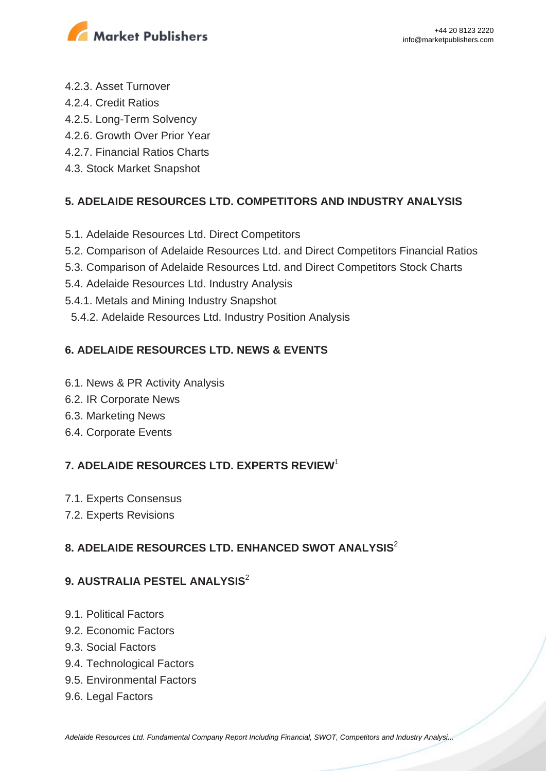4.2.3. Asset Turnover
4.2.4. Credit Ratios
4.2.5. Long-Term Solvency
4.2.6. Growth Over Prior Year
4.2.7. Financial Ratios Charts
4.3. Stock Market Snapshot

## 5. ADELAIDE RESOURCES LTD. COMPETITORS AND INDUSTRY ANALYSIS

5.1. Adelaide Resources Ltd. Direct Competitors
5.2. Comparison of Adelaide Resources Ltd. and Direct Competitors Financial Ratios
5.3. Comparison of Adelaide Resources Ltd. and Direct Competitors Stock Charts
5.4. Adelaide Resources Ltd. Industry Analysis
5.4.1. Metals and Mining Industry Snapshot
5.4.2. Adelaide Resources Ltd. Industry Position Analysis

## 6. ADELAIDE RESOURCES LTD. NEWS & EVENTS

6.1. News & PR Activity Analysis
6.2. IR Corporate News
6.3. Marketing News
6.4. Corporate Events

## 7. ADELAIDE RESOURCES LTD. EXPERTS REVIEW[1]

7.1. Experts Consensus
7.2. Experts Revisions

## 8. ADELAIDE RESOURCES LTD. ENHANCED SWOT ANALYSIS[2]

## 9. AUSTRALIA PESTEL ANALYSIS[2]

9.1. Political Factors
9.2. Economic Factors
9.3. Social Factors
9.4. Technological Factors
9.5. Environmental Factors
9.6. Legal Factors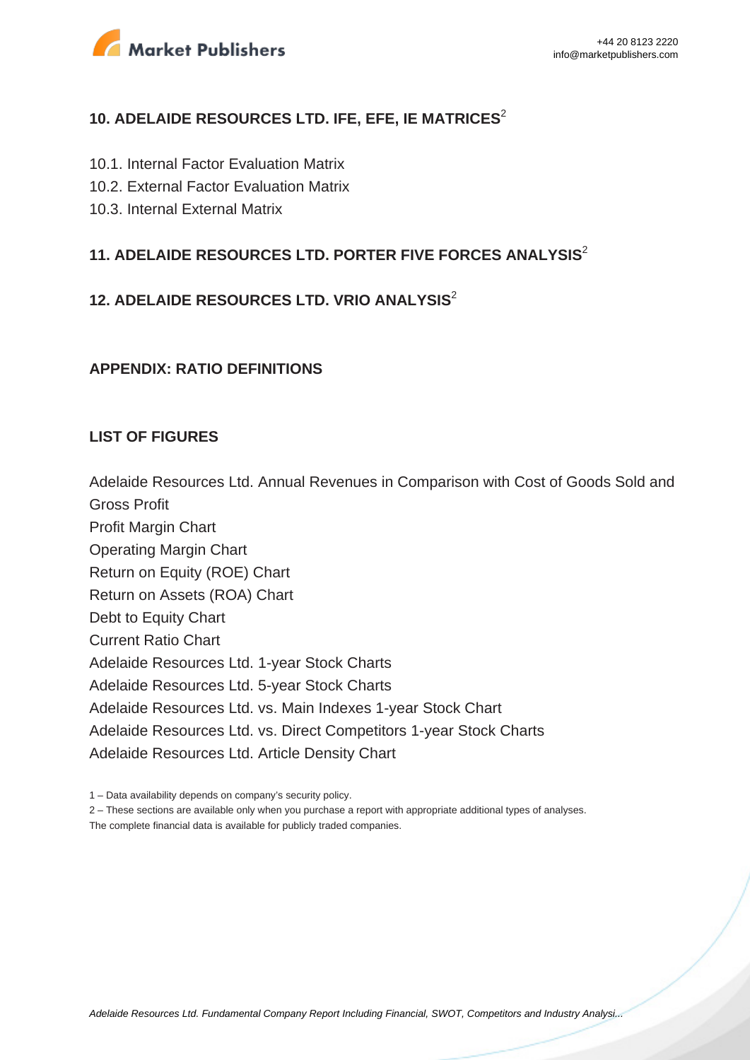## 10. ADELAIDE RESOURCES LTD. IFE, EFE, IE MATRICES[2]

10.1. Internal Factor Evaluation Matrix
10.2. External Factor Evaluation Matrix
10.3. Internal External Matrix

## 11. ADELAIDE RESOURCES LTD. PORTER FIVE FORCES ANALYSIS[2]

## 12. ADELAIDE RESOURCES LTD. VRIO ANALYSIS[2]

## APPENDIX: RATIO DEFINITIONS

## LIST OF FIGURES

Adelaide Resources Ltd. Annual Revenues in Comparison with Cost of Goods Sold and Gross Profit
Profit Margin Chart
Operating Margin Chart
Return on Equity (ROE) Chart
Return on Assets (ROA) Chart
Debt to Equity Chart
Current Ratio Chart
Adelaide Resources Ltd. 1-year Stock Charts
Adelaide Resources Ltd. 5-year Stock Charts
Adelaide Resources Ltd. vs. Main Indexes 1-year Stock Chart
Adelaide Resources Ltd. vs. Direct Competitors 1-year Stock Charts
Adelaide Resources Ltd. Article Density Chart

1 – Data availability depends on company's security policy.
2 – These sections are available only when you purchase a report with appropriate additional types of analyses.
The complete financial data is available for publicly traded companies.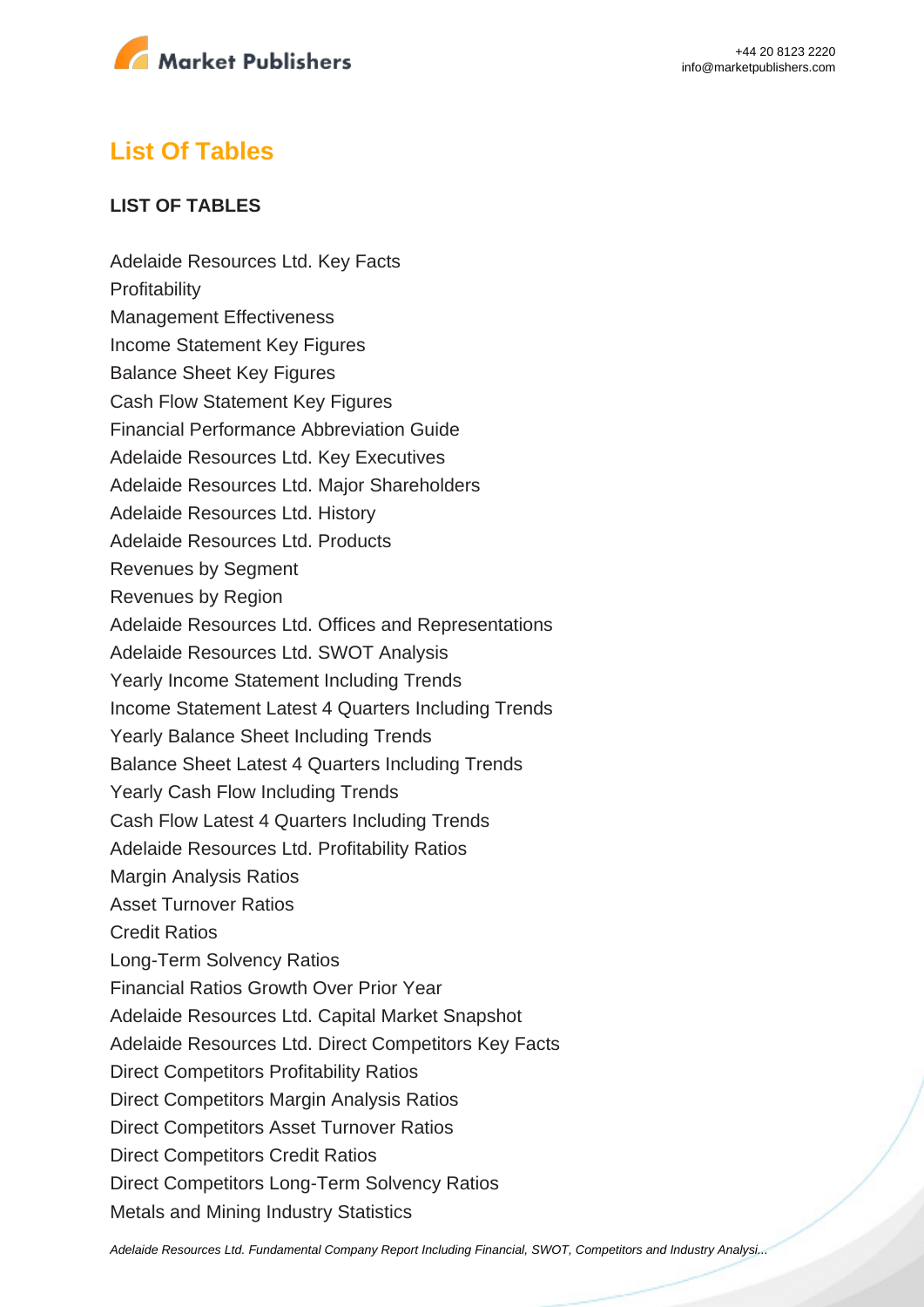## List Of Tables

**LIST OF TABLES**

Adelaide Resources Ltd. Key Facts
Profitability
Management Effectiveness
Income Statement Key Figures
Balance Sheet Key Figures
Cash Flow Statement Key Figures
Financial Performance Abbreviation Guide
Adelaide Resources Ltd. Key Executives
Adelaide Resources Ltd. Major Shareholders
Adelaide Resources Ltd. History
Adelaide Resources Ltd. Products
Revenues by Segment
Revenues by Region
Adelaide Resources Ltd. Offices and Representations
Adelaide Resources Ltd. SWOT Analysis
Yearly Income Statement Including Trends
Income Statement Latest 4 Quarters Including Trends
Yearly Balance Sheet Including Trends
Balance Sheet Latest 4 Quarters Including Trends
Yearly Cash Flow Including Trends
Cash Flow Latest 4 Quarters Including Trends
Adelaide Resources Ltd. Profitability Ratios
Margin Analysis Ratios
Asset Turnover Ratios
Credit Ratios
Long-Term Solvency Ratios
Financial Ratios Growth Over Prior Year
Adelaide Resources Ltd. Capital Market Snapshot
Adelaide Resources Ltd. Direct Competitors Key Facts
Direct Competitors Profitability Ratios
Direct Competitors Margin Analysis Ratios
Direct Competitors Asset Turnover Ratios
Direct Competitors Credit Ratios
Direct Competitors Long-Term Solvency Ratios
Metals and Mining Industry Statistics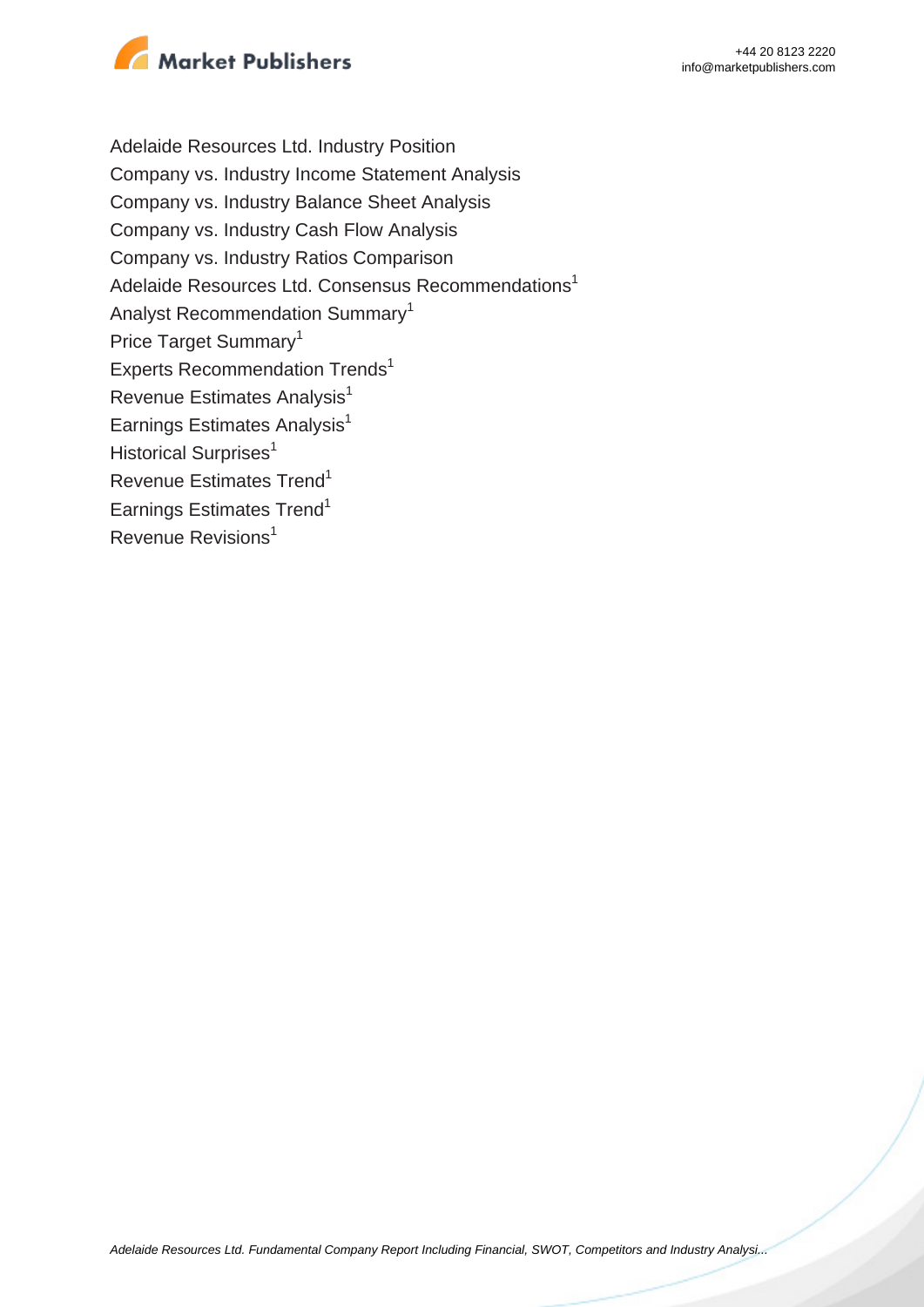Adelaide Resources Ltd. Industry Position
Company vs. Industry Income Statement Analysis
Company vs. Industry Balance Sheet Analysis
Company vs. Industry Cash Flow Analysis
Company vs. Industry Ratios Comparison
Adelaide Resources Ltd. Consensus Recommendations[1]
Analyst Recommendation Summary[1]
Price Target Summary[1]
Experts Recommendation Trends[1]
Revenue Estimates Analysis[1]
Earnings Estimates Analysis[1]
Historical Surprises[1]
Revenue Estimates Trend[1]
Earnings Estimates Trend[1]
Revenue Revisions[1]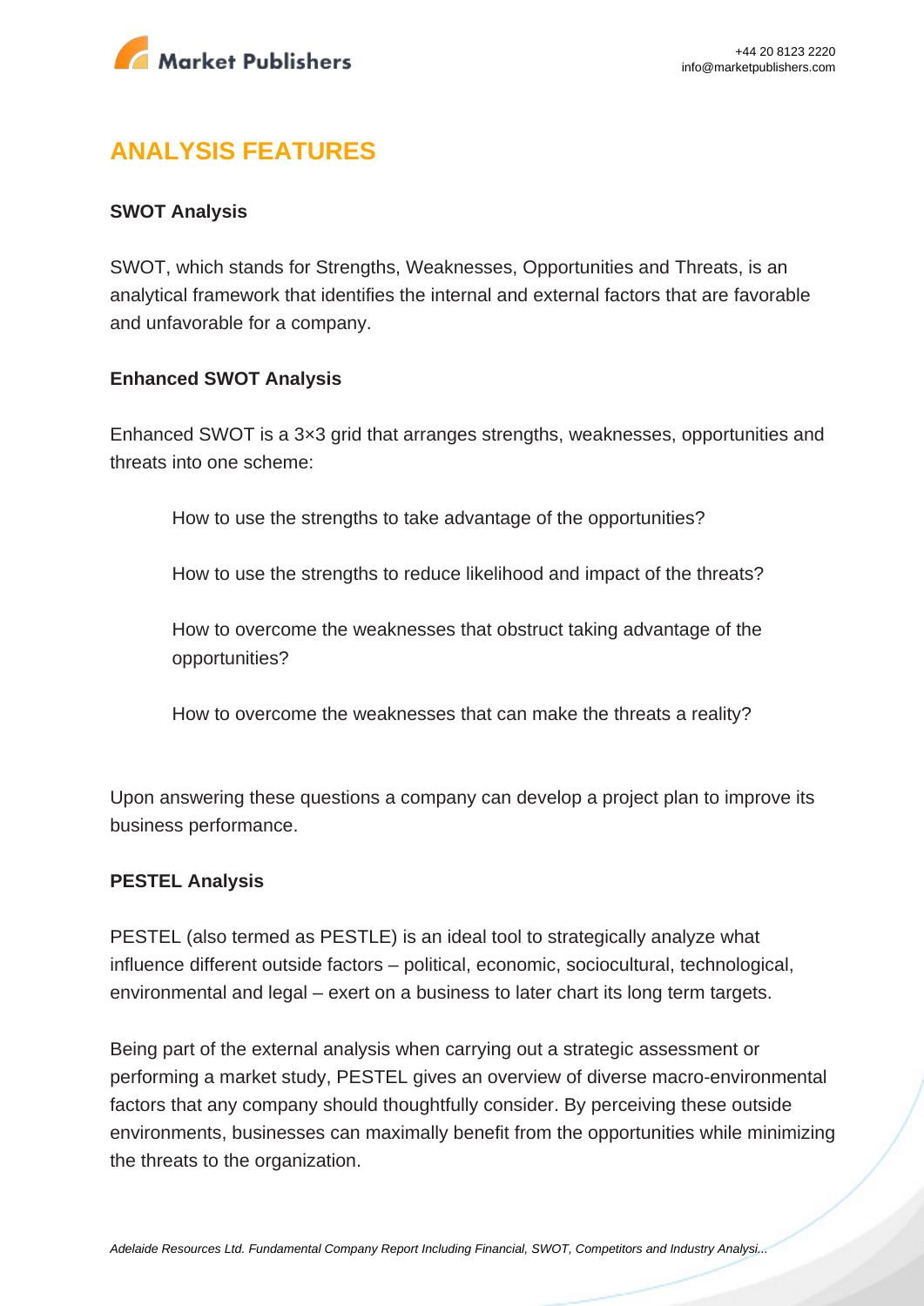# ANALYSIS FEATURES

**SWOT Analysis**

SWOT, which stands for Strengths, Weaknesses, Opportunities and Threats, is an analytical framework that identifies the internal and external factors that are favorable and unfavorable for a company.

**Enhanced SWOT Analysis**

Enhanced SWOT is a 3×3 grid that arranges strengths, weaknesses, opportunities and threats into one scheme:

How to use the strengths to take advantage of the opportunities?

How to use the strengths to reduce likelihood and impact of the threats?

How to overcome the weaknesses that obstruct taking advantage of the opportunities?

How to overcome the weaknesses that can make the threats a reality?

Upon answering these questions a company can develop a project plan to improve its business performance.

**PESTEL Analysis**

PESTEL (also termed as PESTLE) is an ideal tool to strategically analyze what influence different outside factors – political, economic, sociocultural, technological, environmental and legal – exert on a business to later chart its long term targets.

Being part of the external analysis when carrying out a strategic assessment or performing a market study, PESTEL gives an overview of diverse macro-environmental factors that any company should thoughtfully consider. By perceiving these outside environments, businesses can maximally benefit from the opportunities while minimizing the threats to the organization.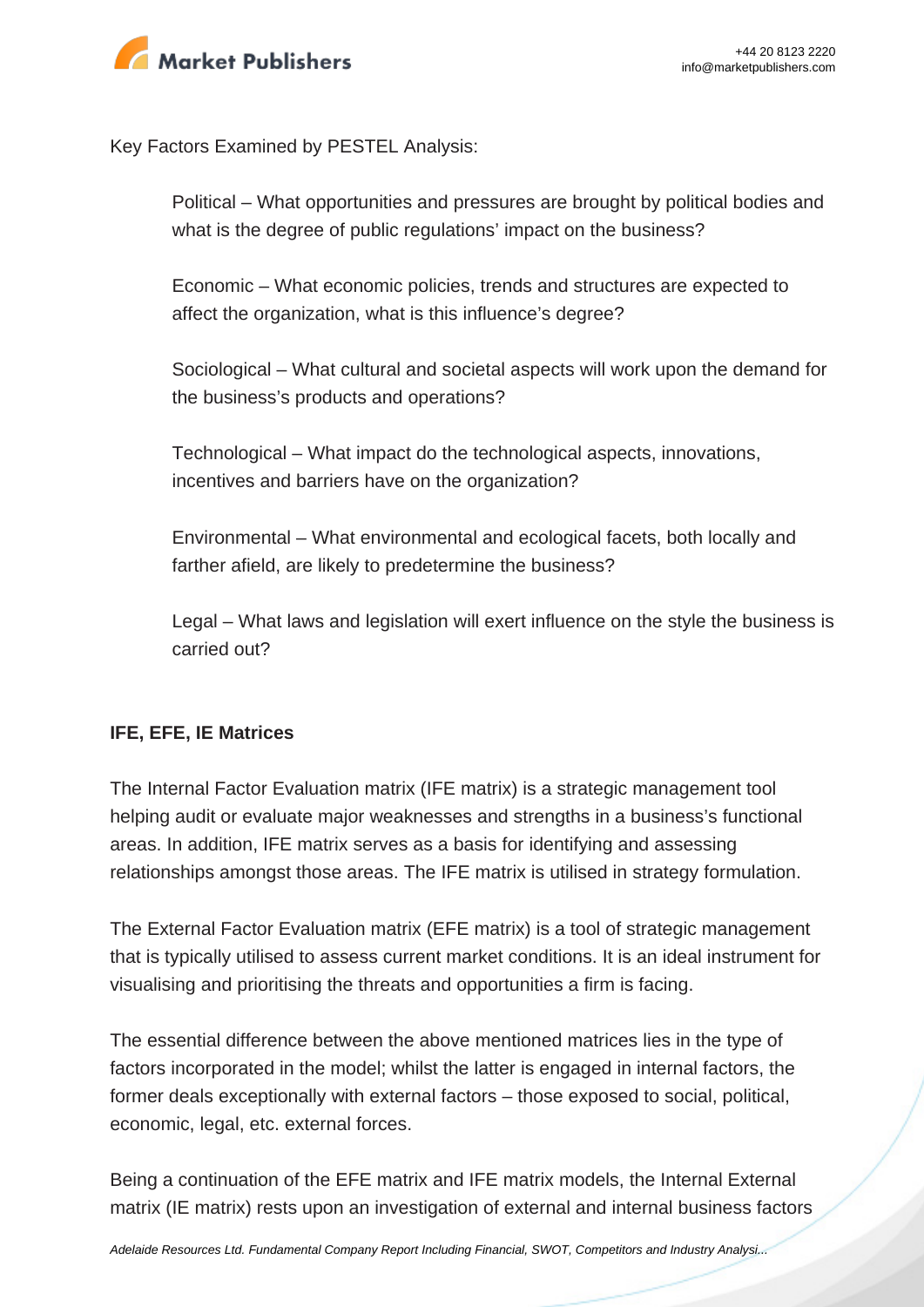Key Factors Examined by PESTEL Analysis:

- Political – What opportunities and pressures are brought by political bodies and what is the degree of public regulations' impact on the business?
- Economic – What economic policies, trends and structures are expected to affect the organization, what is this influence's degree?
- Sociological – What cultural and societal aspects will work upon the demand for the business's products and operations?
- Technological – What impact do the technological aspects, innovations, incentives and barriers have on the organization?
- Environmental – What environmental and ecological facets, both locally and farther afield, are likely to predetermine the business?
- Legal – What laws and legislation will exert influence on the style the business is carried out?

**IFE, EFE, IE Matrices**

The Internal Factor Evaluation matrix (IFE matrix) is a strategic management tool helping audit or evaluate major weaknesses and strengths in a business's functional areas. In addition, IFE matrix serves as a basis for identifying and assessing relationships amongst those areas. The IFE matrix is utilised in strategy formulation.

The External Factor Evaluation matrix (EFE matrix) is a tool of strategic management that is typically utilised to assess current market conditions. It is an ideal instrument for visualising and prioritising the threats and opportunities a firm is facing.

The essential difference between the above mentioned matrices lies in the type of factors incorporated in the model; whilst the latter is engaged in internal factors, the former deals exceptionally with external factors – those exposed to social, political, economic, legal, etc. external forces.

Being a continuation of the EFE matrix and IFE matrix models, the Internal External matrix (IE matrix) rests upon an investigation of external and internal business factors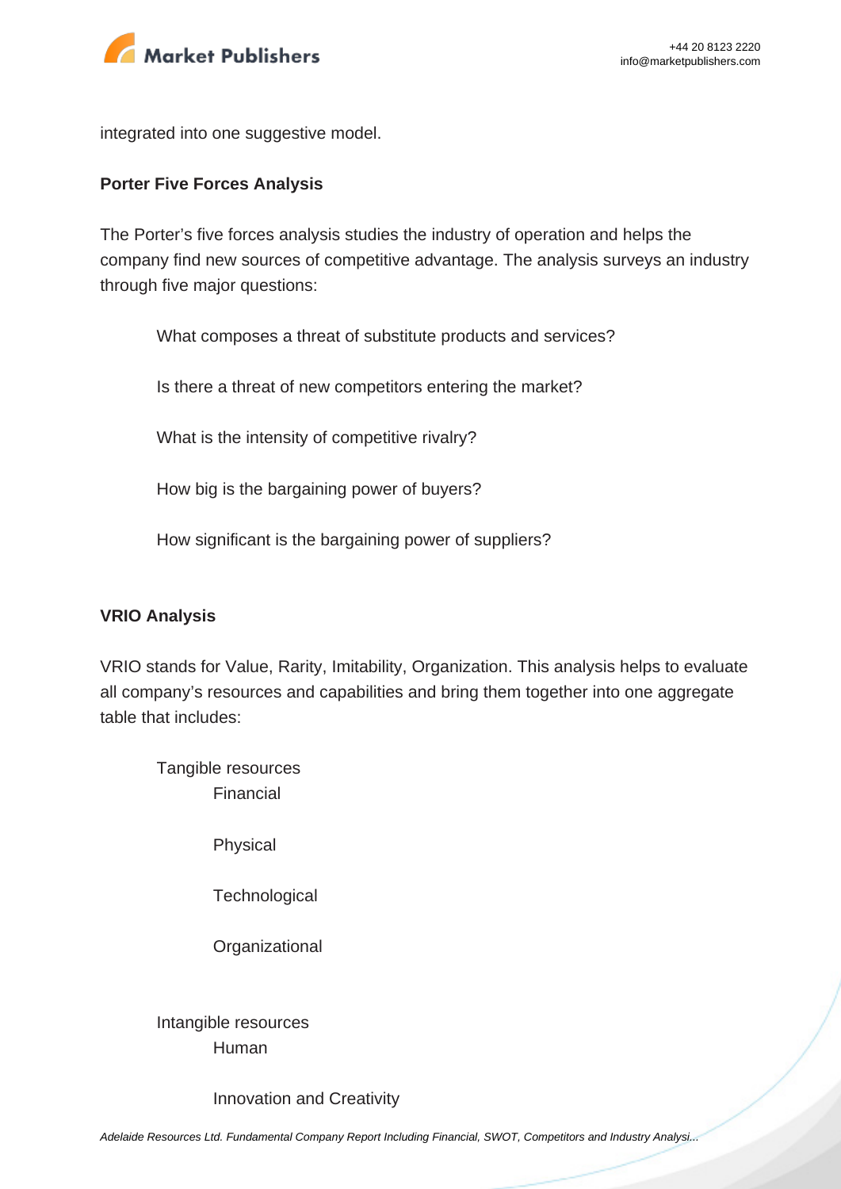integrated into one suggestive model.

**Porter Five Forces Analysis**

The Porter's five forces analysis studies the industry of operation and helps the company find new sources of competitive advantage. The analysis surveys an industry through five major questions:

- What composes a threat of substitute products and services?
- Is there a threat of new competitors entering the market?
- What is the intensity of competitive rivalry?
- How big is the bargaining power of buyers?
- How significant is the bargaining power of suppliers?

**VRIO Analysis**

VRIO stands for Value, Rarity, Imitability, Organization. This analysis helps to evaluate all company's resources and capabilities and bring them together into one aggregate table that includes:

- Tangible resources
  - Financial
  - Physical
  - Technological
  - Organizational
- Intangible resources
  - Human
  - Innovation and Creativity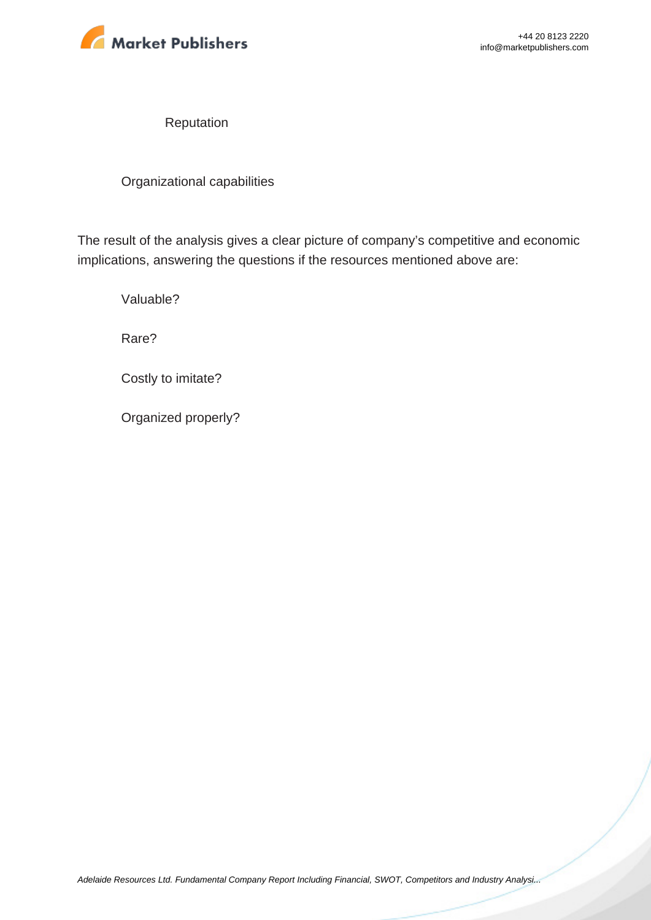Reputation

- Organizational capabilities

The result of the analysis gives a clear picture of company's competitive and economic implications, answering the questions if the resources mentioned above are:

- Valuable?
- Rare?
- Costly to imitate?
- Organized properly?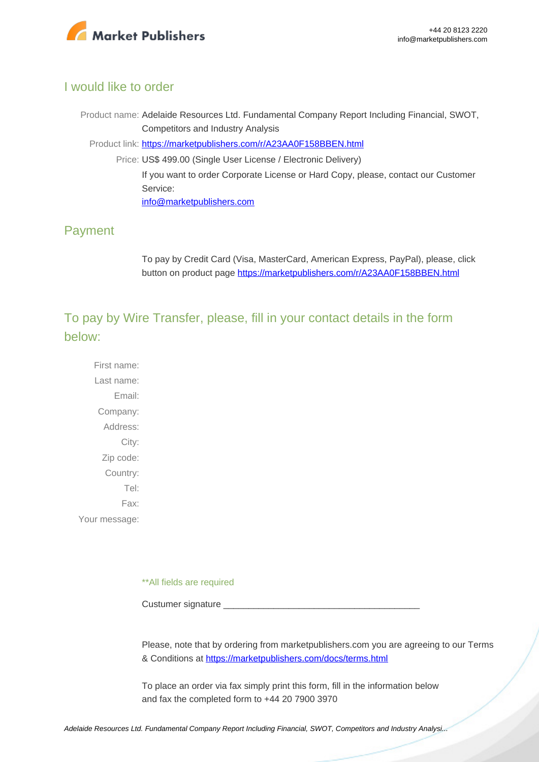## I would like to order

Product name: Adelaide Resources Ltd. Fundamental Company Report Including Financial, SWOT, Competitors and Industry Analysis

Product link: [https://marketpublishers.com/r/A23AA0F158BBEN.html](https://marketpublishers.com/r/A23AA0F158BBEN.html)

Price: US$ 499.00 (Single User License / Electronic Delivery)

If you want to order Corporate License or Hard Copy, please, contact our Customer Service:

[info@marketpublishers.com](mailto:info@marketpublishers.com)

## Payment

To pay by Credit Card (Visa, MasterCard, American Express, PayPal), please, click button on product page [https://marketpublishers.com/r/A23AA0F158BBEN.html](https://marketpublishers.com/r/A23AA0F158BBEN.html)

## To pay by Wire Transfer, please, fill in your contact details in the form below:

First name:

Last name:

Email:

Company:

Address:

City:

Zip code:

Country:

Tel:

Fax:

Your message:

**All fields are required

Custumer signature _______________________________________

Please, note that by ordering from marketpublishers.com you are agreeing to our Terms & Conditions at [https://marketpublishers.com/docs/terms.html](https://marketpublishers.com/docs/terms.html)

To place an order via fax simply print this form, fill in the information below and fax the completed form to +44 20 7900 3970